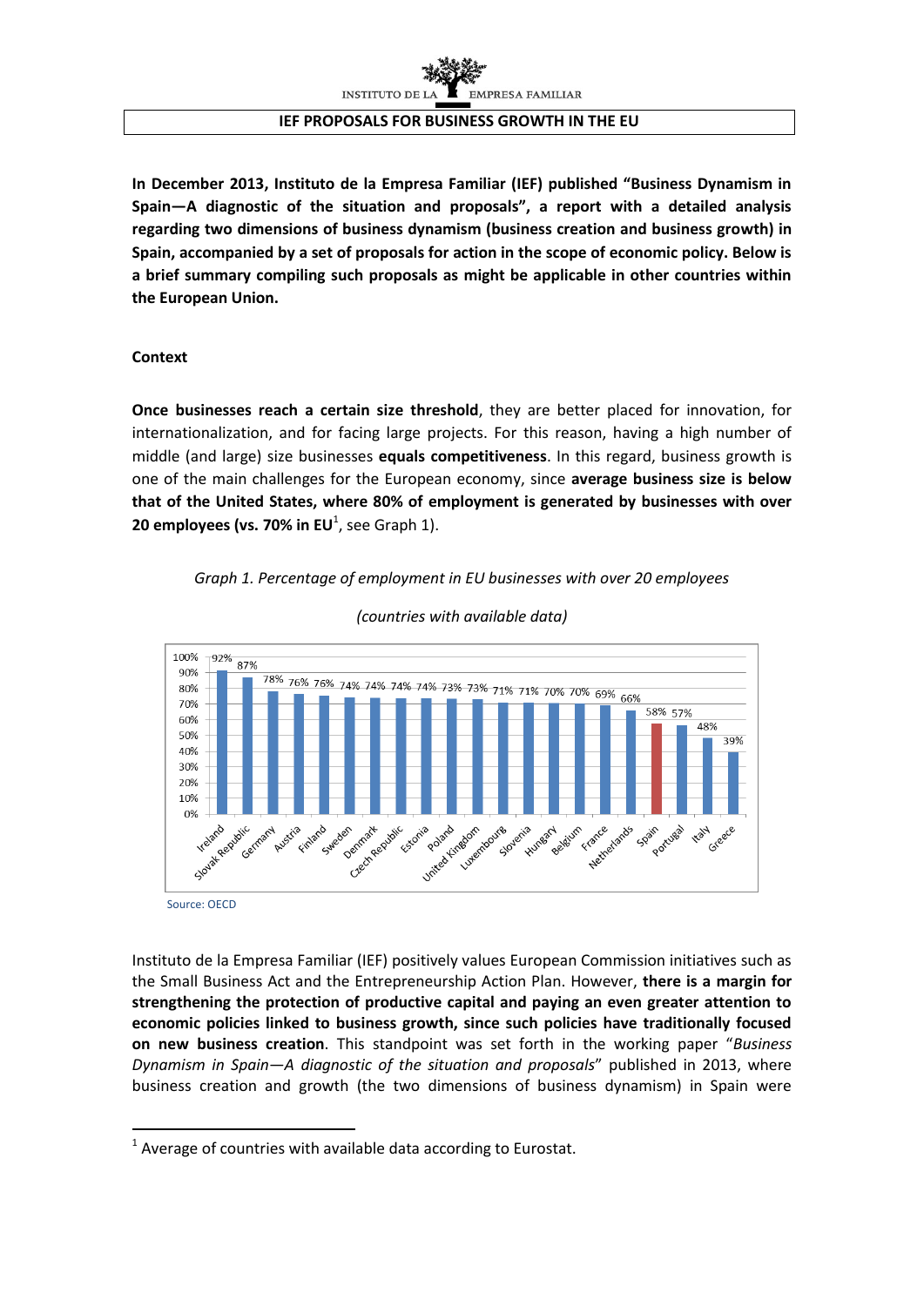# IEF PROPOSALS FOR BUSINESS GROWTH IN THE EU

**In December 2013, Instituto de la Empresa Familiar (IEF) published "Business Dynamism in Spain—A diagnostic of the situation and proposals", a report with a detailed analysis regarding two dimensions of business dynamism (business creation and business growth) in Spain, accompanied by a set of proposals for action in the scope of economic policy. Below is a brief summary compiling such proposals as might be applicable in other countries within the European Union.**

**Context**

**Once businesses reach a certain size threshold**, they are better placed for innovation, for internationalization, and for facing large projects. For this reason, having a high number of middle (and large) size businesses **equals competitiveness**. In this regard, business growth is one of the main challenges for the European economy, since **average business size is below that of the United States, where 80% of employment is generated by businesses with over 20 employees (vs. 70% in EU**[1]**)**, see Graph 1).

*Graph 1. Percentage of employment in EU businesses with over 20 employees*

*(countries with available data)*

| Country | % |
|---|---|
| Ireland | 92% |
| Slovak Republic | 87% |
| Germany | 78% |
| Austria | 76% |
| Finland | 76% |
| Sweden | 74% |
| Denmark | 74% |
| Czech Republic | 74% |
| Estonia | 74% |
| Poland | 73% |
| United Kingdom | 73% |
| Luxembourg | 71% |
| Slovenia | 71% |
| Hungary | 70% |
| Belgium | 70% |
| France | 69% |
| Netherlands | 66% |
| Spain | 58% |
| Portugal | 57% |
| Italy | 48% |
| Greece | 39% |

Source: OECD

Instituto de la Empresa Familiar (IEF) positively values European Commission initiatives such as the Small Business Act and the Entrepreneurship Action Plan. However, **there is a margin for strengthening the protection of productive capital and paying an even greater attention to economic policies linked to business growth, since such policies have traditionally focused on new business creation**. This standpoint was set forth in the working paper "*Business Dynamism in Spain—A diagnostic of the situation and proposals*" published in 2013, where business creation and growth (the two dimensions of business dynamism) in Spain were

[1] Average of countries with available data according to Eurostat.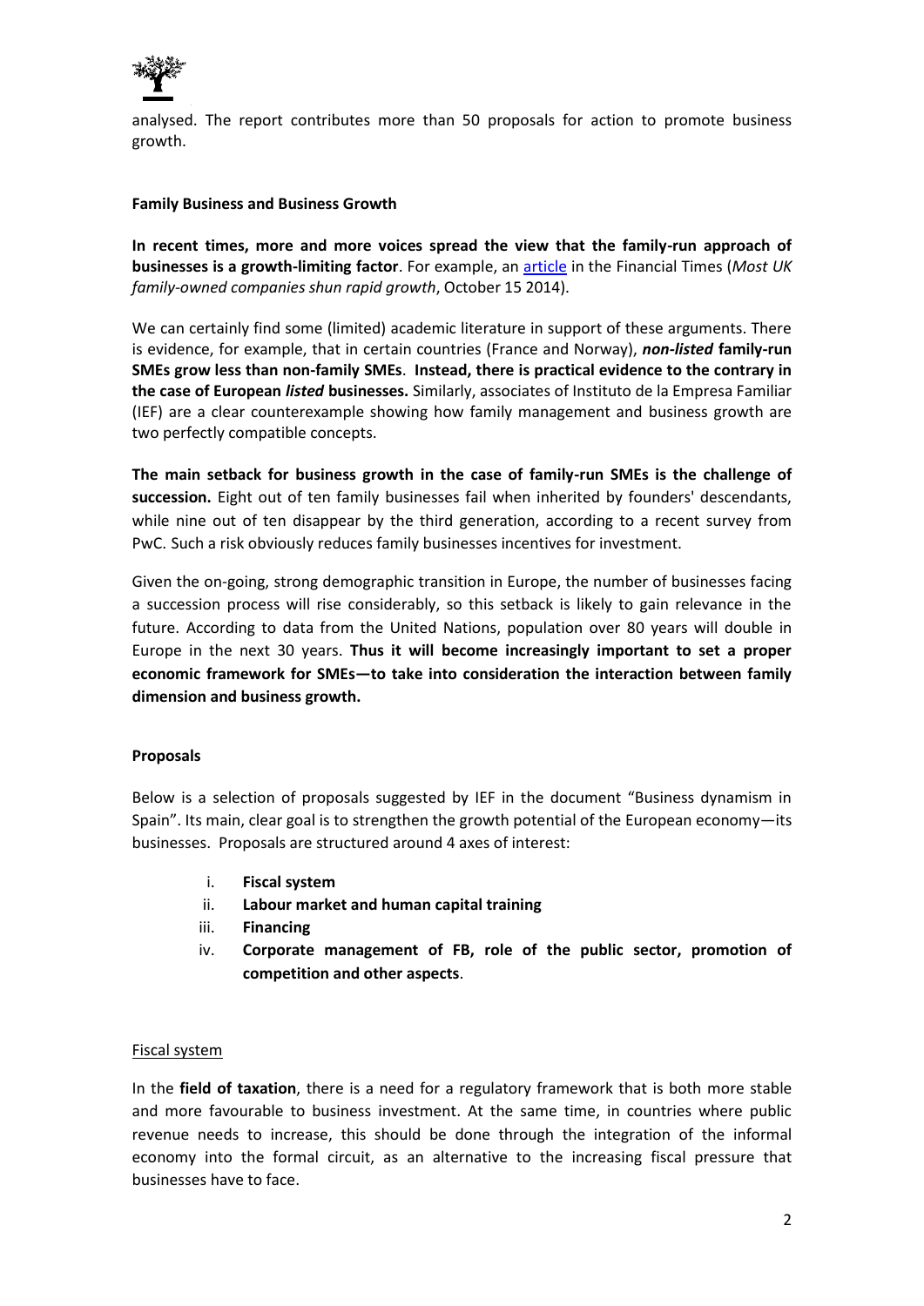analysed. The report contributes more than 50 proposals for action to promote business growth.

**Family Business and Business Growth**

**In recent times, more and more voices spread the view that the family-run approach of businesses is a growth-limiting factor**. For example, an article in the Financial Times (*Most UK family-owned companies shun rapid growth*, October 15 2014).

We can certainly find some (limited) academic literature in support of these arguments. There is evidence, for example, that in certain countries (France and Norway), ***non-listed*** **family-run SMEs grow less than non-family SMEs**. **Instead, there is practical evidence to the contrary in the case of European *listed* businesses.** Similarly, associates of Instituto de la Empresa Familiar (IEF) are a clear counterexample showing how family management and business growth are two perfectly compatible concepts.

**The main setback for business growth in the case of family-run SMEs is the challenge of succession.** Eight out of ten family businesses fail when inherited by founders' descendants, while nine out of ten disappear by the third generation, according to a recent survey from PwC. Such a risk obviously reduces family businesses incentives for investment.

Given the on-going, strong demographic transition in Europe, the number of businesses facing a succession process will rise considerably, so this setback is likely to gain relevance in the future. According to data from the United Nations, population over 80 years will double in Europe in the next 30 years. **Thus it will become increasingly important to set a proper economic framework for SMEs—to take into consideration the interaction between family dimension and business growth.**

**Proposals**

Below is a selection of proposals suggested by IEF in the document "Business dynamism in Spain". Its main, clear goal is to strengthen the growth potential of the European economy—its businesses. Proposals are structured around 4 axes of interest:

i. **Fiscal system**
ii. **Labour market and human capital training**
iii. **Financing**
iv. **Corporate management of FB, role of the public sector, promotion of competition and other aspects**.

Fiscal system

In the **field of taxation**, there is a need for a regulatory framework that is both more stable and more favourable to business investment. At the same time, in countries where public revenue needs to increase, this should be done through the integration of the informal economy into the formal circuit, as an alternative to the increasing fiscal pressure that businesses have to face.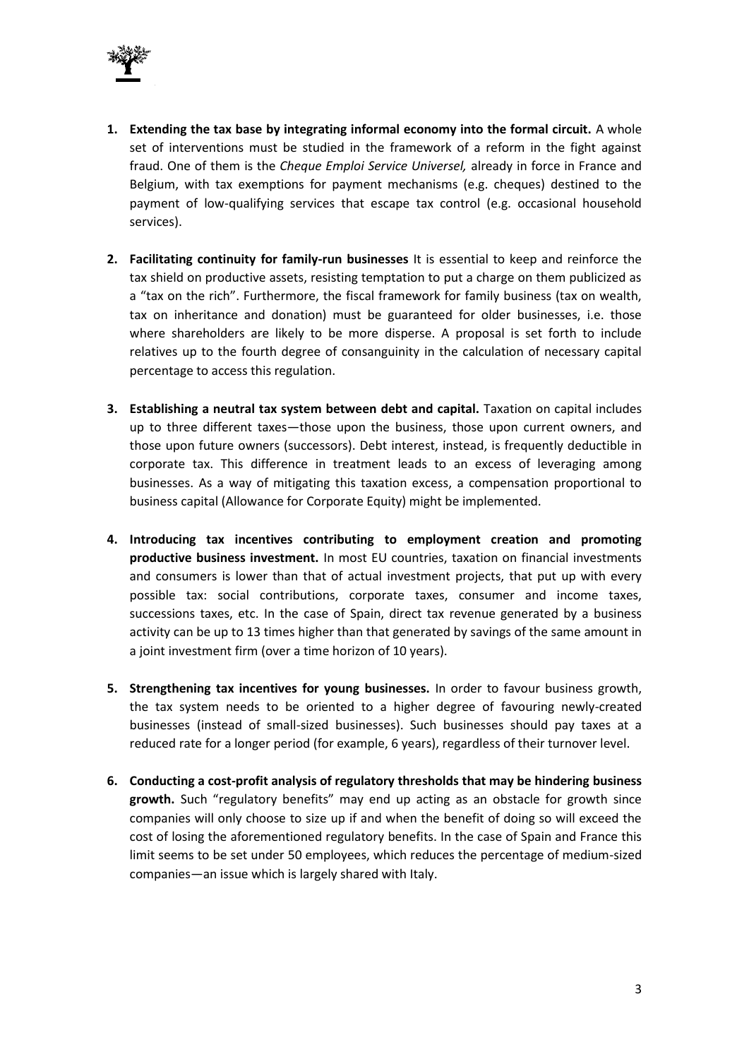1. **Extending the tax base by integrating informal economy into the formal circuit.** A whole set of interventions must be studied in the framework of a reform in the fight against fraud. One of them is the *Cheque Emploi Service Universel,* already in force in France and Belgium, with tax exemptions for payment mechanisms (e.g. cheques) destined to the payment of low-qualifying services that escape tax control (e.g. occasional household services).

2. **Facilitating continuity for family-run businesses** It is essential to keep and reinforce the tax shield on productive assets, resisting temptation to put a charge on them publicized as a "tax on the rich". Furthermore, the fiscal framework for family business (tax on wealth, tax on inheritance and donation) must be guaranteed for older businesses, i.e. those where shareholders are likely to be more disperse. A proposal is set forth to include relatives up to the fourth degree of consanguinity in the calculation of necessary capital percentage to access this regulation.

3. **Establishing a neutral tax system between debt and capital.** Taxation on capital includes up to three different taxes—those upon the business, those upon current owners, and those upon future owners (successors). Debt interest, instead, is frequently deductible in corporate tax. This difference in treatment leads to an excess of leveraging among businesses. As a way of mitigating this taxation excess, a compensation proportional to business capital (Allowance for Corporate Equity) might be implemented.

4. **Introducing tax incentives contributing to employment creation and promoting productive business investment.** In most EU countries, taxation on financial investments and consumers is lower than that of actual investment projects, that put up with every possible tax: social contributions, corporate taxes, consumer and income taxes, successions taxes, etc. In the case of Spain, direct tax revenue generated by a business activity can be up to 13 times higher than that generated by savings of the same amount in a joint investment firm (over a time horizon of 10 years).

5. **Strengthening tax incentives for young businesses.** In order to favour business growth, the tax system needs to be oriented to a higher degree of favouring newly-created businesses (instead of small-sized businesses). Such businesses should pay taxes at a reduced rate for a longer period (for example, 6 years), regardless of their turnover level.

6. **Conducting a cost-profit analysis of regulatory thresholds that may be hindering business growth.** Such "regulatory benefits" may end up acting as an obstacle for growth since companies will only choose to size up if and when the benefit of doing so will exceed the cost of losing the aforementioned regulatory benefits. In the case of Spain and France this limit seems to be set under 50 employees, which reduces the percentage of medium-sized companies—an issue which is largely shared with Italy.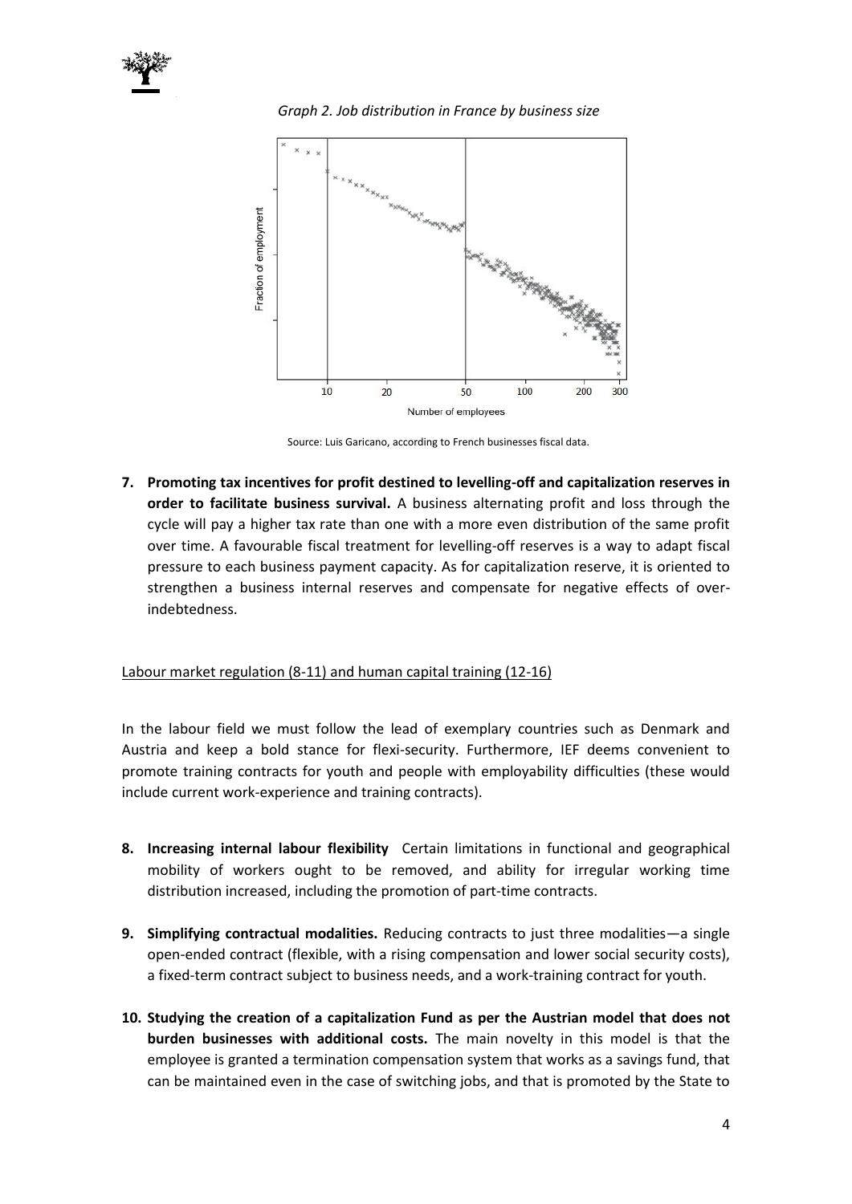*Graph 2. Job distribution in France by business size*

Source: Luis Garicano, according to French businesses fiscal data.

7. **Promoting tax incentives for profit destined to levelling-off and capitalization reserves in order to facilitate business survival.** A business alternating profit and loss through the cycle will pay a higher tax rate than one with a more even distribution of the same profit over time. A favourable fiscal treatment for levelling-off reserves is a way to adapt fiscal pressure to each business payment capacity. As for capitalization reserve, it is oriented to strengthen a business internal reserves and compensate for negative effects of over-indebtedness.

<u>Labour market regulation (8-11) and human capital training (12-16)</u>

In the labour field we must follow the lead of exemplary countries such as Denmark and Austria and keep a bold stance for flexi-security. Furthermore, IEF deems convenient to promote training contracts for youth and people with employability difficulties (these would include current work-experience and training contracts).

8. **Increasing internal labour flexibility** Certain limitations in functional and geographical mobility of workers ought to be removed, and ability for irregular working time distribution increased, including the promotion of part-time contracts.

9. **Simplifying contractual modalities.** Reducing contracts to just three modalities—a single open-ended contract (flexible, with a rising compensation and lower social security costs), a fixed-term contract subject to business needs, and a work-training contract for youth.

10. **Studying the creation of a capitalization Fund as per the Austrian model that does not burden businesses with additional costs.** The main novelty in this model is that the employee is granted a termination compensation system that works as a savings fund, that can be maintained even in the case of switching jobs, and that is promoted by the State to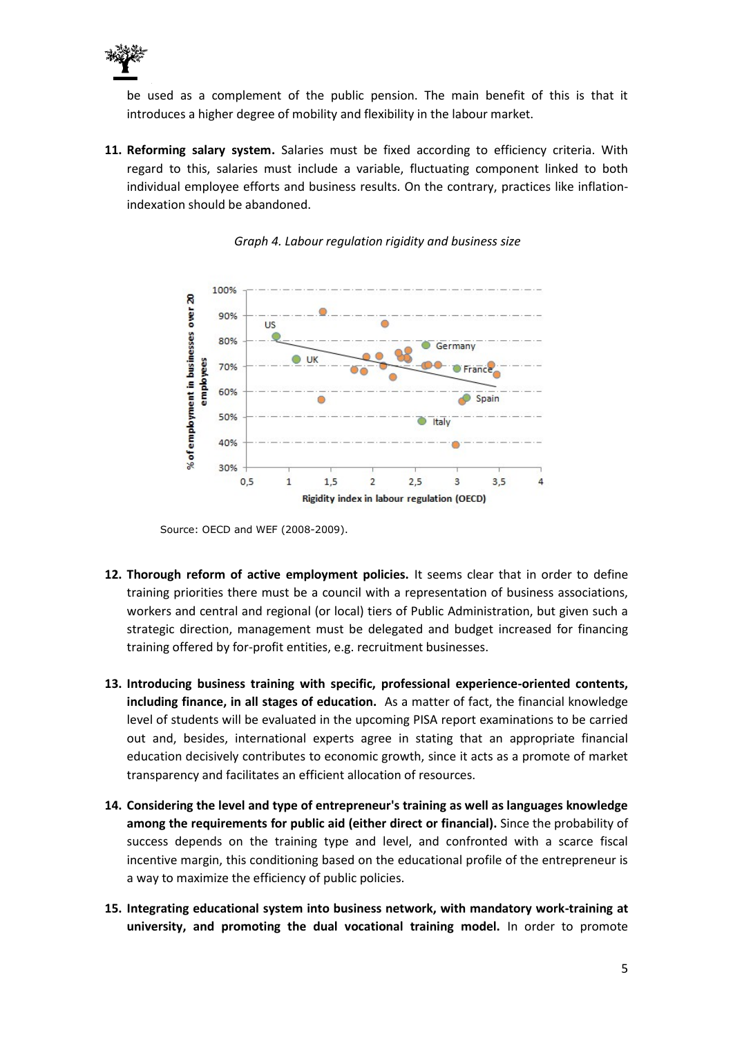be used as a complement of the public pension. The main benefit of this is that it introduces a higher degree of mobility and flexibility in the labour market.

11. **Reforming salary system.** Salaries must be fixed according to efficiency criteria. With regard to this, salaries must include a variable, fluctuating component linked to both individual employee efforts and business results. On the contrary, practices like inflation-indexation should be abandoned.

*Graph 4. Labour regulation rigidity and business size*

Source: OECD and WEF (2008-2009).

12. **Thorough reform of active employment policies.** It seems clear that in order to define training priorities there must be a council with a representation of business associations, workers and central and regional (or local) tiers of Public Administration, but given such a strategic direction, management must be delegated and budget increased for financing training offered by for-profit entities, e.g. recruitment businesses.

13. **Introducing business training with specific, professional experience-oriented contents, including finance, in all stages of education.** As a matter of fact, the financial knowledge level of students will be evaluated in the upcoming PISA report examinations to be carried out and, besides, international experts agree in stating that an appropriate financial education decisively contributes to economic growth, since it acts as a promote of market transparency and facilitates an efficient allocation of resources.

14. **Considering the level and type of entrepreneur's training as well as languages knowledge among the requirements for public aid (either direct or financial).** Since the probability of success depends on the training type and level, and confronted with a scarce fiscal incentive margin, this conditioning based on the educational profile of the entrepreneur is a way to maximize the efficiency of public policies.

15. **Integrating educational system into business network, with mandatory work-training at university, and promoting the dual vocational training model.** In order to promote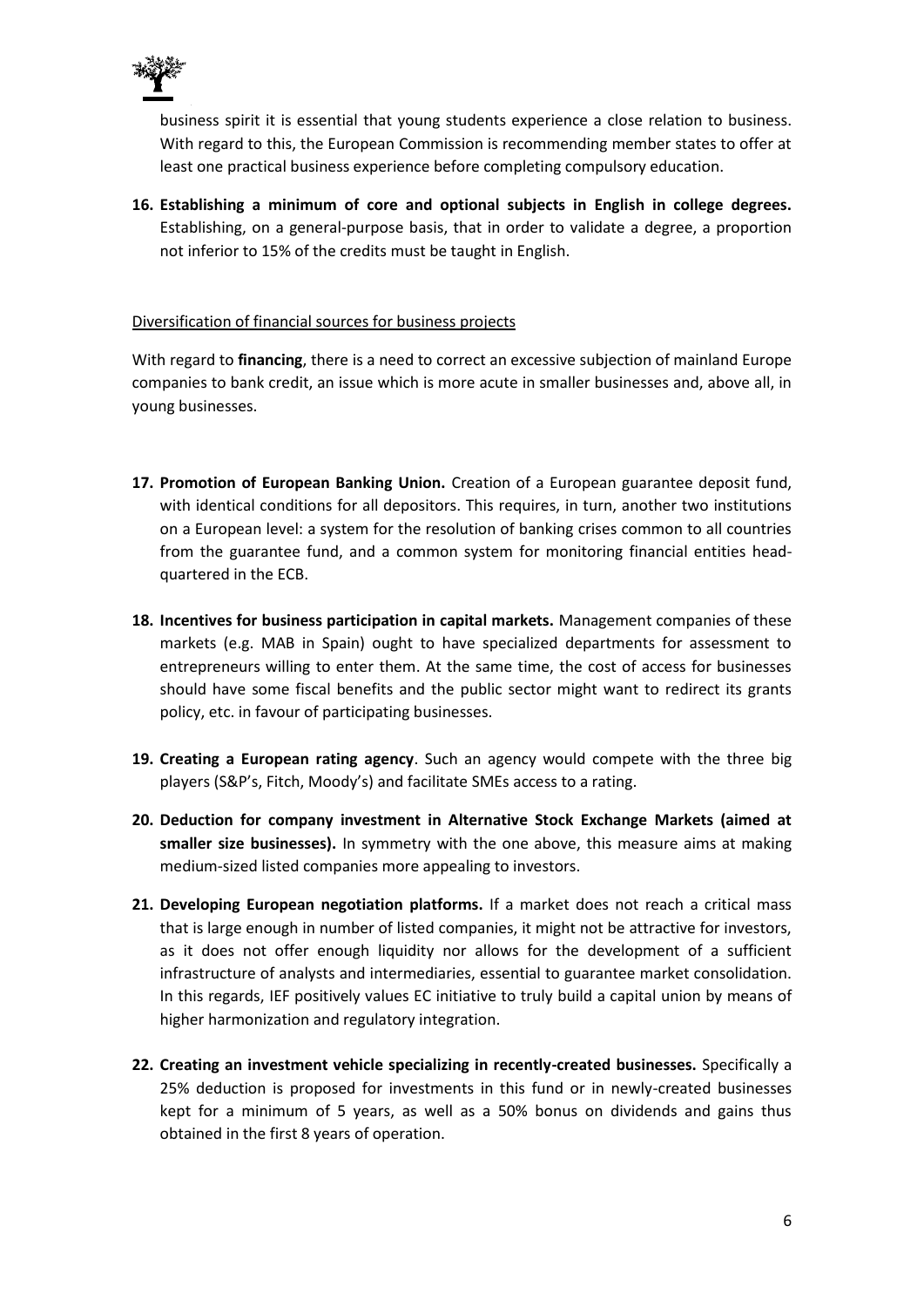business spirit it is essential that young students experience a close relation to business. With regard to this, the European Commission is recommending member states to offer at least one practical business experience before completing compulsory education.

16. **Establishing a minimum of core and optional subjects in English in college degrees.** Establishing, on a general-purpose basis, that in order to validate a degree, a proportion not inferior to 15% of the credits must be taught in English.

<u>Diversification of financial sources for business projects</u>

With regard to **financing**, there is a need to correct an excessive subjection of mainland Europe companies to bank credit, an issue which is more acute in smaller businesses and, above all, in young businesses.

17. **Promotion of European Banking Union.** Creation of a European guarantee deposit fund, with identical conditions for all depositors. This requires, in turn, another two institutions on a European level: a system for the resolution of banking crises common to all countries from the guarantee fund, and a common system for monitoring financial entities head-quartered in the ECB.

18. **Incentives for business participation in capital markets.** Management companies of these markets (e.g. MAB in Spain) ought to have specialized departments for assessment to entrepreneurs willing to enter them. At the same time, the cost of access for businesses should have some fiscal benefits and the public sector might want to redirect its grants policy, etc. in favour of participating businesses.

19. **Creating a European rating agency**. Such an agency would compete with the three big players (S&P's, Fitch, Moody's) and facilitate SMEs access to a rating.

20. **Deduction for company investment in Alternative Stock Exchange Markets (aimed at smaller size businesses).** In symmetry with the one above, this measure aims at making medium-sized listed companies more appealing to investors.

21. **Developing European negotiation platforms.** If a market does not reach a critical mass that is large enough in number of listed companies, it might not be attractive for investors, as it does not offer enough liquidity nor allows for the development of a sufficient infrastructure of analysts and intermediaries, essential to guarantee market consolidation. In this regards, IEF positively values EC initiative to truly build a capital union by means of higher harmonization and regulatory integration.

22. **Creating an investment vehicle specializing in recently-created businesses.** Specifically a 25% deduction is proposed for investments in this fund or in newly-created businesses kept for a minimum of 5 years, as well as a 50% bonus on dividends and gains thus obtained in the first 8 years of operation.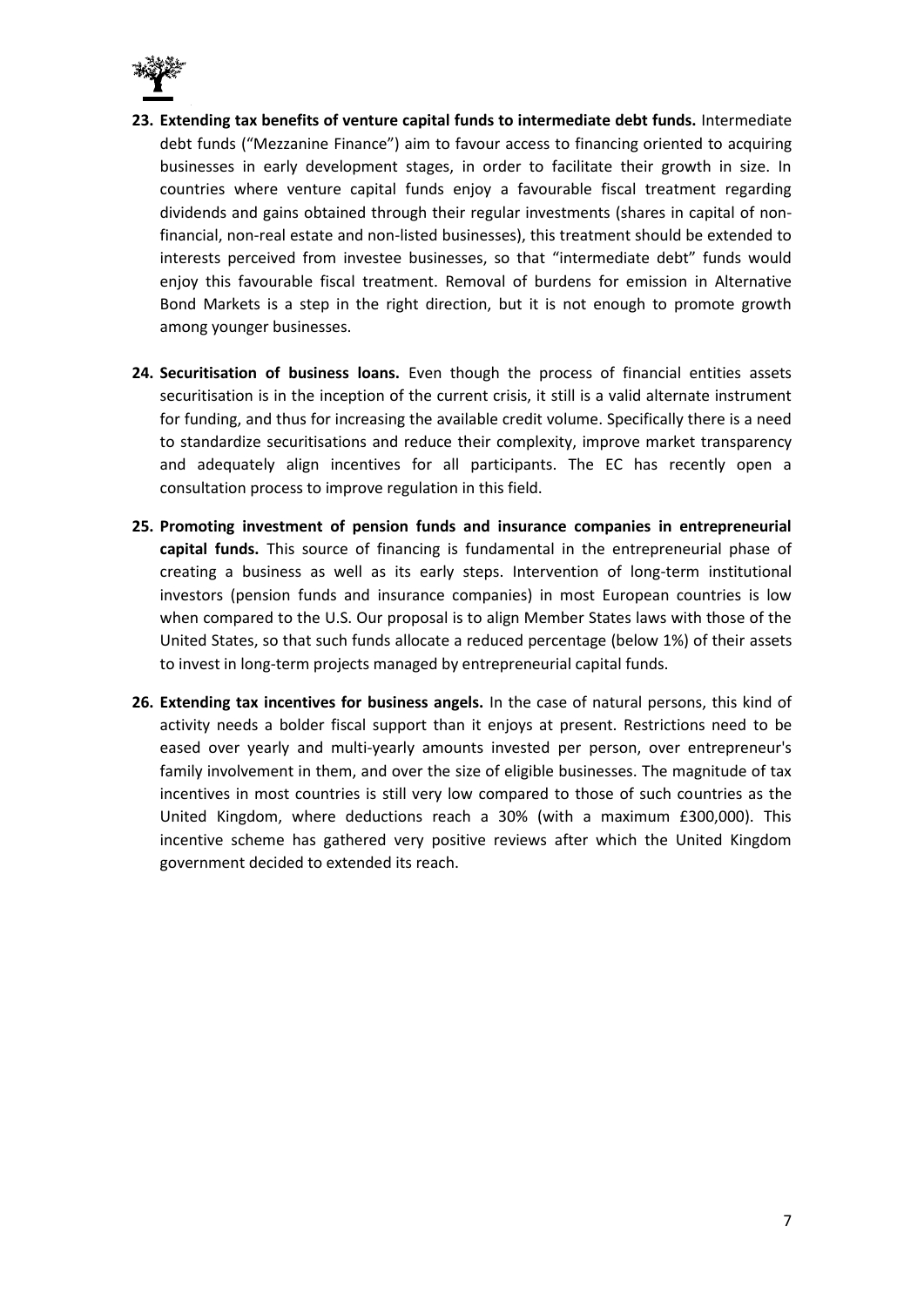23. **Extending tax benefits of venture capital funds to intermediate debt funds.** Intermediate debt funds ("Mezzanine Finance") aim to favour access to financing oriented to acquiring businesses in early development stages, in order to facilitate their growth in size. In countries where venture capital funds enjoy a favourable fiscal treatment regarding dividends and gains obtained through their regular investments (shares in capital of non-financial, non-real estate and non-listed businesses), this treatment should be extended to interests perceived from investee businesses, so that "intermediate debt" funds would enjoy this favourable fiscal treatment. Removal of burdens for emission in Alternative Bond Markets is a step in the right direction, but it is not enough to promote growth among younger businesses.

24. **Securitisation of business loans.** Even though the process of financial entities assets securitisation is in the inception of the current crisis, it still is a valid alternate instrument for funding, and thus for increasing the available credit volume. Specifically there is a need to standardize securitisations and reduce their complexity, improve market transparency and adequately align incentives for all participants. The EC has recently open a consultation process to improve regulation in this field.

25. **Promoting investment of pension funds and insurance companies in entrepreneurial capital funds.** This source of financing is fundamental in the entrepreneurial phase of creating a business as well as its early steps. Intervention of long-term institutional investors (pension funds and insurance companies) in most European countries is low when compared to the U.S. Our proposal is to align Member States laws with those of the United States, so that such funds allocate a reduced percentage (below 1%) of their assets to invest in long-term projects managed by entrepreneurial capital funds.

26. **Extending tax incentives for business angels.** In the case of natural persons, this kind of activity needs a bolder fiscal support than it enjoys at present. Restrictions need to be eased over yearly and multi-yearly amounts invested per person, over entrepreneur's family involvement in them, and over the size of eligible businesses. The magnitude of tax incentives in most countries is still very low compared to those of such countries as the United Kingdom, where deductions reach a 30% (with a maximum £300,000). This incentive scheme has gathered very positive reviews after which the United Kingdom government decided to extended its reach.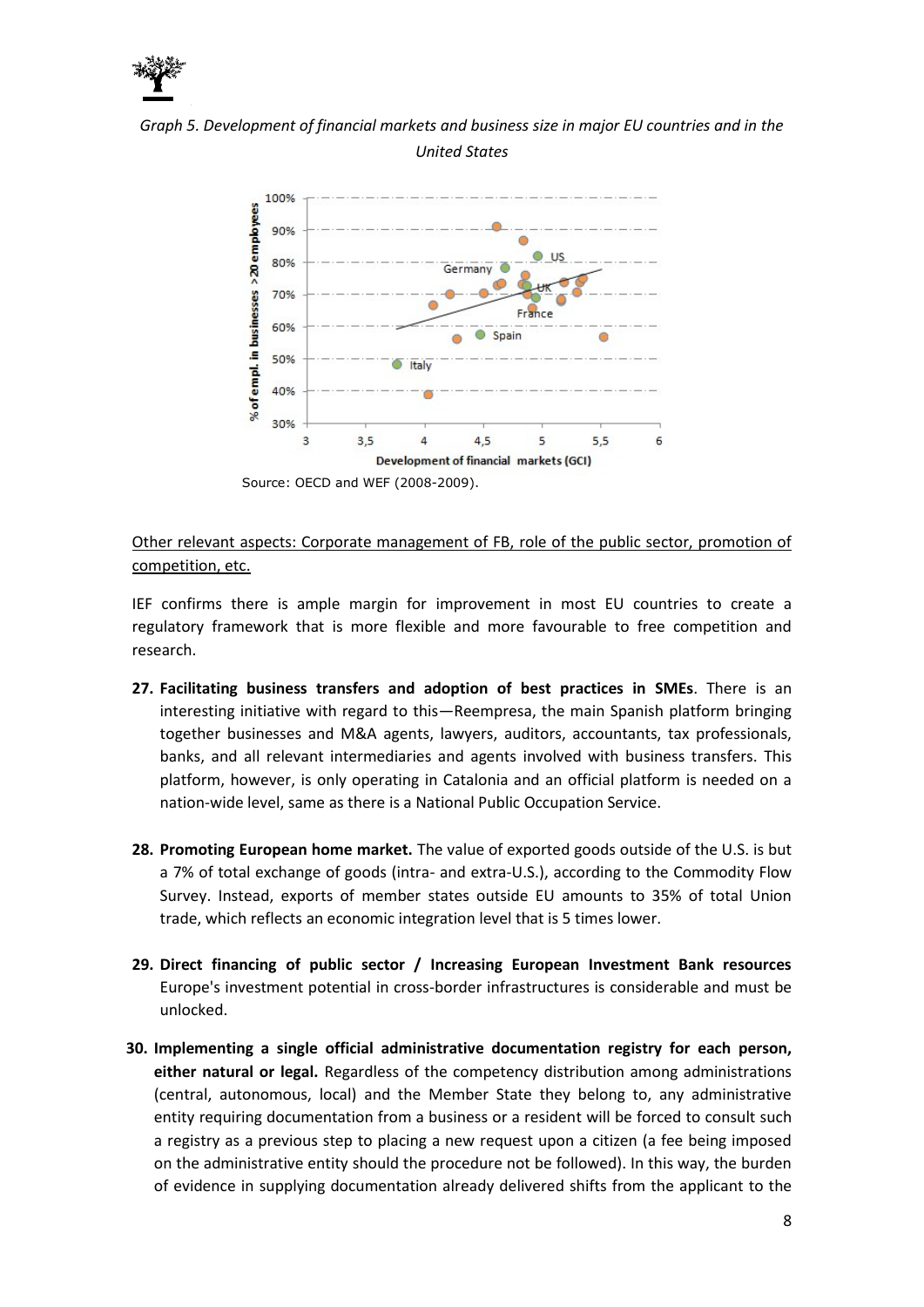*Graph 5. Development of financial markets and business size in major EU countries and in the United States*

Source: OECD and WEF (2008-2009).

Other relevant aspects: Corporate management of FB, role of the public sector, promotion of competition, etc.

IEF confirms there is ample margin for improvement in most EU countries to create a regulatory framework that is more flexible and more favourable to free competition and research.

27. **Facilitating business transfers and adoption of best practices in SMEs**. There is an interesting initiative with regard to this—Reempresa, the main Spanish platform bringing together businesses and M&A agents, lawyers, auditors, accountants, tax professionals, banks, and all relevant intermediaries and agents involved with business transfers. This platform, however, is only operating in Catalonia and an official platform is needed on a nation-wide level, same as there is a National Public Occupation Service.

28. **Promoting European home market.** The value of exported goods outside of the U.S. is but a 7% of total exchange of goods (intra- and extra-U.S.), according to the Commodity Flow Survey. Instead, exports of member states outside EU amounts to 35% of total Union trade, which reflects an economic integration level that is 5 times lower.

29. **Direct financing of public sector / Increasing European Investment Bank resources** Europe's investment potential in cross-border infrastructures is considerable and must be unlocked.

30. **Implementing a single official administrative documentation registry for each person, either natural or legal.** Regardless of the competency distribution among administrations (central, autonomous, local) and the Member State they belong to, any administrative entity requiring documentation from a business or a resident will be forced to consult such a registry as a previous step to placing a new request upon a citizen (a fee being imposed on the administrative entity should the procedure not be followed). In this way, the burden of evidence in supplying documentation already delivered shifts from the applicant to the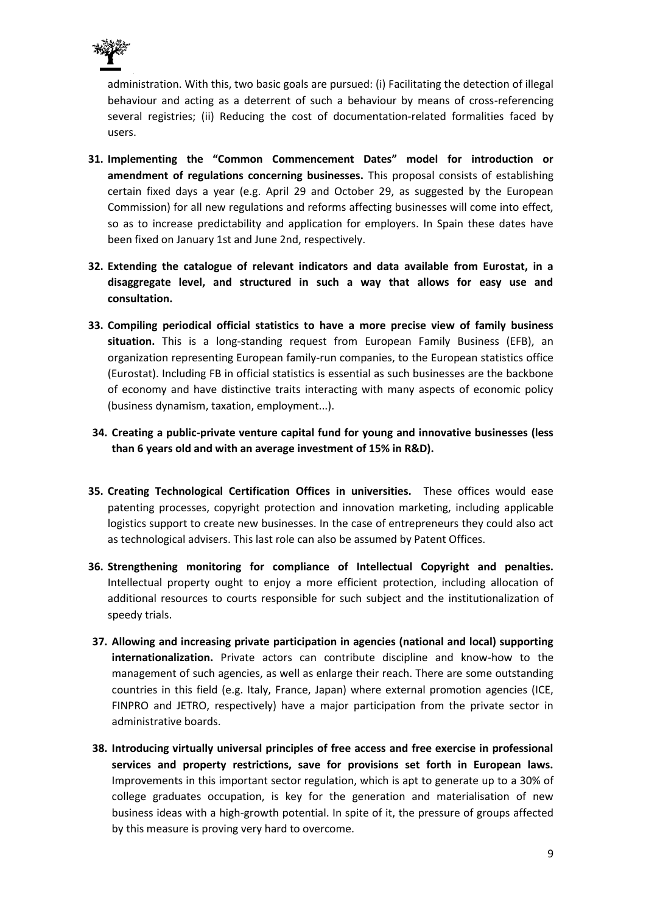administration. With this, two basic goals are pursued: (i) Facilitating the detection of illegal behaviour and acting as a deterrent of such a behaviour by means of cross-referencing several registries; (ii) Reducing the cost of documentation-related formalities faced by users.

31. **Implementing the "Common Commencement Dates" model for introduction or amendment of regulations concerning businesses.** This proposal consists of establishing certain fixed days a year (e.g. April 29 and October 29, as suggested by the European Commission) for all new regulations and reforms affecting businesses will come into effect, so as to increase predictability and application for employers. In Spain these dates have been fixed on January 1st and June 2nd, respectively.

32. **Extending the catalogue of relevant indicators and data available from Eurostat, in a disaggregate level, and structured in such a way that allows for easy use and consultation.**

33. **Compiling periodical official statistics to have a more precise view of family business situation.** This is a long-standing request from European Family Business (EFB), an organization representing European family-run companies, to the European statistics office (Eurostat). Including FB in official statistics is essential as such businesses are the backbone of economy and have distinctive traits interacting with many aspects of economic policy (business dynamism, taxation, employment...).

34. **Creating a public-private venture capital fund for young and innovative businesses (less than 6 years old and with an average investment of 15% in R&D).**

35. **Creating Technological Certification Offices in universities.** These offices would ease patenting processes, copyright protection and innovation marketing, including applicable logistics support to create new businesses. In the case of entrepreneurs they could also act as technological advisers. This last role can also be assumed by Patent Offices.

36. **Strengthening monitoring for compliance of Intellectual Copyright and penalties.** Intellectual property ought to enjoy a more efficient protection, including allocation of additional resources to courts responsible for such subject and the institutionalization of speedy trials.

37. **Allowing and increasing private participation in agencies (national and local) supporting internationalization.** Private actors can contribute discipline and know-how to the management of such agencies, as well as enlarge their reach. There are some outstanding countries in this field (e.g. Italy, France, Japan) where external promotion agencies (ICE, FINPRO and JETRO, respectively) have a major participation from the private sector in administrative boards.

38. **Introducing virtually universal principles of free access and free exercise in professional services and property restrictions, save for provisions set forth in European laws.** Improvements in this important sector regulation, which is apt to generate up to a 30% of college graduates occupation, is key for the generation and materialisation of new business ideas with a high-growth potential. In spite of it, the pressure of groups affected by this measure is proving very hard to overcome.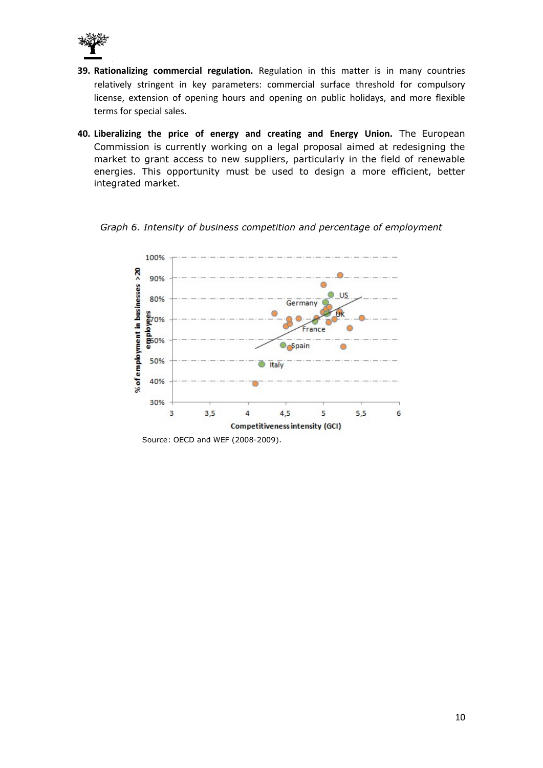39. **Rationalizing commercial regulation.** Regulation in this matter is in many countries relatively stringent in key parameters: commercial surface threshold for compulsory license, extension of opening hours and opening on public holidays, and more flexible terms for special sales.

40. **Liberalizing the price of energy and creating and Energy Union.** The European Commission is currently working on a legal proposal aimed at redesigning the market to grant access to new suppliers, particularly in the field of renewable energies. This opportunity must be used to design a more efficient, better integrated market.

*Graph 6. Intensity of business competition and percentage of employment*

% of employment in businesses >20 employees

100%
90%
80%
70%
60%
50%
40%
30%

3
3,5
4
4,5
5
5,5
6

Competitiveness intensity (GCI)

US
Germany
UK
France
Spain
Italy

Source: OECD and WEF (2008-2009).